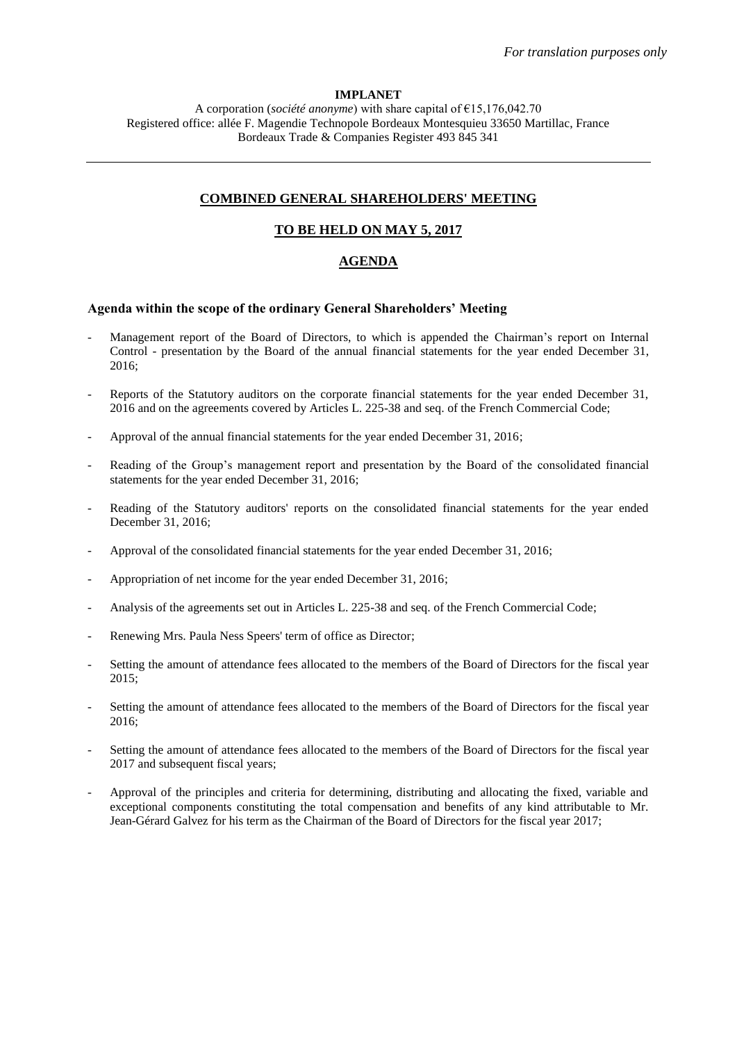*For translation purposes only*

**IMPLANET**

A corporation (*société anonyme*) with share capital of €15,176,042.70
Registered office: allée F. Magendie Technopole Bordeaux Montesquieu 33650 Martillac, France
Bordeaux Trade & Companies Register 493 845 341

---

## COMBINED GENERAL SHAREHOLDERS' MEETING

## TO BE HELD ON MAY 5, 2017

## AGENDA

### Agenda within the scope of the ordinary General Shareholders' Meeting

- Management report of the Board of Directors, to which is appended the Chairman's report on Internal Control - presentation by the Board of the annual financial statements for the year ended December 31, 2016;
- Reports of the Statutory auditors on the corporate financial statements for the year ended December 31, 2016 and on the agreements covered by Articles L. 225-38 and seq. of the French Commercial Code;
- Approval of the annual financial statements for the year ended December 31, 2016;
- Reading of the Group's management report and presentation by the Board of the consolidated financial statements for the year ended December 31, 2016;
- Reading of the Statutory auditors' reports on the consolidated financial statements for the year ended December 31, 2016;
- Approval of the consolidated financial statements for the year ended December 31, 2016;
- Appropriation of net income for the year ended December 31, 2016;
- Analysis of the agreements set out in Articles L. 225-38 and seq. of the French Commercial Code;
- Renewing Mrs. Paula Ness Speers' term of office as Director;
- Setting the amount of attendance fees allocated to the members of the Board of Directors for the fiscal year 2015;
- Setting the amount of attendance fees allocated to the members of the Board of Directors for the fiscal year 2016;
- Setting the amount of attendance fees allocated to the members of the Board of Directors for the fiscal year 2017 and subsequent fiscal years;
- Approval of the principles and criteria for determining, distributing and allocating the fixed, variable and exceptional components constituting the total compensation and benefits of any kind attributable to Mr. Jean-Gérard Galvez for his term as the Chairman of the Board of Directors for the fiscal year 2017;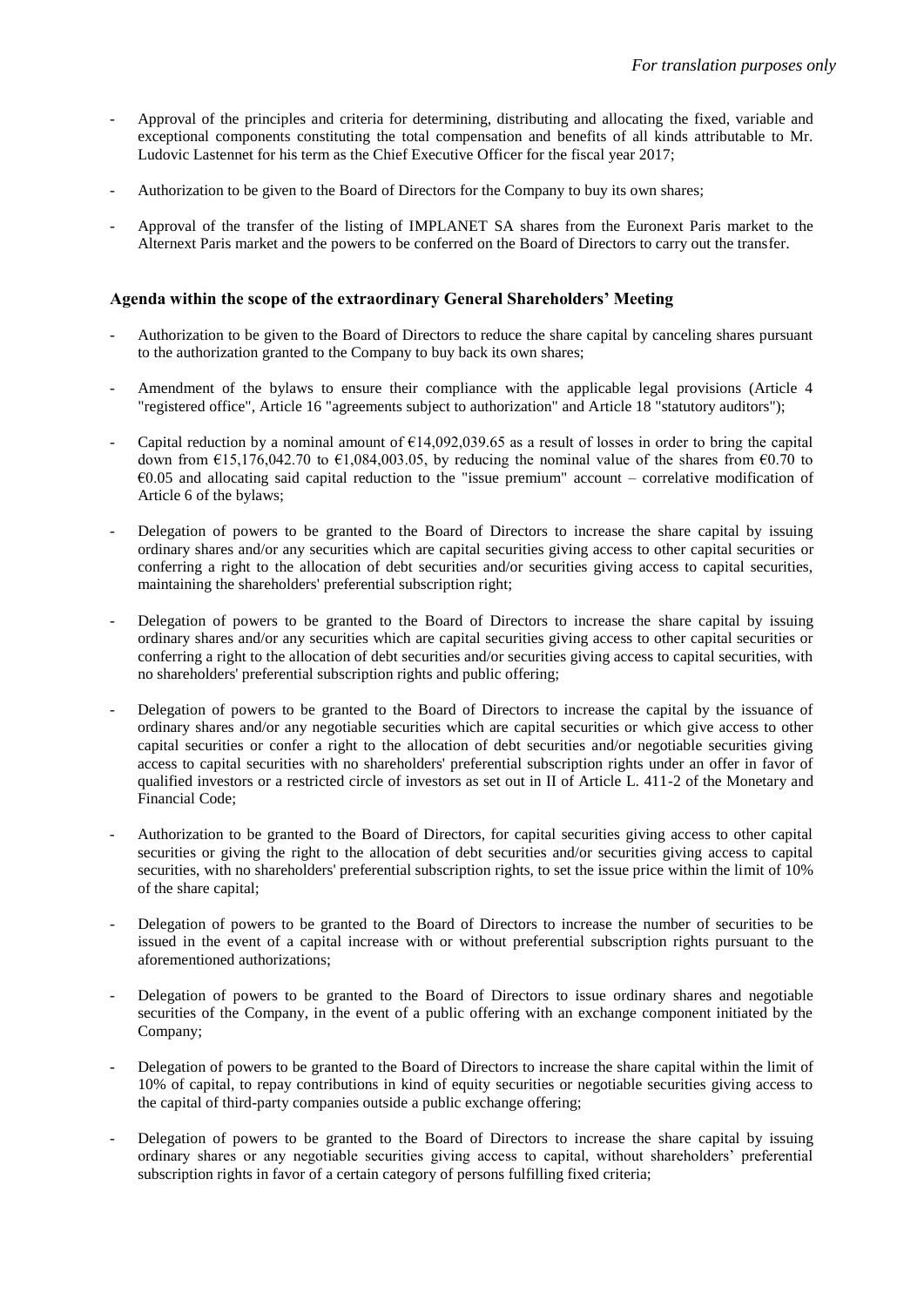- Approval of the principles and criteria for determining, distributing and allocating the fixed, variable and exceptional components constituting the total compensation and benefits of all kinds attributable to Mr. Ludovic Lastennet for his term as the Chief Executive Officer for the fiscal year 2017;
- Authorization to be given to the Board of Directors for the Company to buy its own shares;
- Approval of the transfer of the listing of IMPLANET SA shares from the Euronext Paris market to the Alternext Paris market and the powers to be conferred on the Board of Directors to carry out the transfer.

### Agenda within the scope of the extraordinary General Shareholders' Meeting

- Authorization to be given to the Board of Directors to reduce the share capital by canceling shares pursuant to the authorization granted to the Company to buy back its own shares;
- Amendment of the bylaws to ensure their compliance with the applicable legal provisions (Article 4 "registered office", Article 16 "agreements subject to authorization" and Article 18 "statutory auditors");
- Capital reduction by a nominal amount of €14,092,039.65 as a result of losses in order to bring the capital down from €15,176,042.70 to €1,084,003.05, by reducing the nominal value of the shares from €0.70 to €0.05 and allocating said capital reduction to the "issue premium" account – correlative modification of Article 6 of the bylaws;
- Delegation of powers to be granted to the Board of Directors to increase the share capital by issuing ordinary shares and/or any securities which are capital securities giving access to other capital securities or conferring a right to the allocation of debt securities and/or securities giving access to capital securities, maintaining the shareholders' preferential subscription right;
- Delegation of powers to be granted to the Board of Directors to increase the share capital by issuing ordinary shares and/or any securities which are capital securities giving access to other capital securities or conferring a right to the allocation of debt securities and/or securities giving access to capital securities, with no shareholders' preferential subscription rights and public offering;
- Delegation of powers to be granted to the Board of Directors to increase the capital by the issuance of ordinary shares and/or any negotiable securities which are capital securities or which give access to other capital securities or confer a right to the allocation of debt securities and/or negotiable securities giving access to capital securities with no shareholders' preferential subscription rights under an offer in favor of qualified investors or a restricted circle of investors as set out in II of Article L. 411-2 of the Monetary and Financial Code;
- Authorization to be granted to the Board of Directors, for capital securities giving access to other capital securities or giving the right to the allocation of debt securities and/or securities giving access to capital securities, with no shareholders' preferential subscription rights, to set the issue price within the limit of 10% of the share capital;
- Delegation of powers to be granted to the Board of Directors to increase the number of securities to be issued in the event of a capital increase with or without preferential subscription rights pursuant to the aforementioned authorizations;
- Delegation of powers to be granted to the Board of Directors to issue ordinary shares and negotiable securities of the Company, in the event of a public offering with an exchange component initiated by the Company;
- Delegation of powers to be granted to the Board of Directors to increase the share capital within the limit of 10% of capital, to repay contributions in kind of equity securities or negotiable securities giving access to the capital of third-party companies outside a public exchange offering;
- Delegation of powers to be granted to the Board of Directors to increase the share capital by issuing ordinary shares or any negotiable securities giving access to capital, without shareholders' preferential subscription rights in favor of a certain category of persons fulfilling fixed criteria;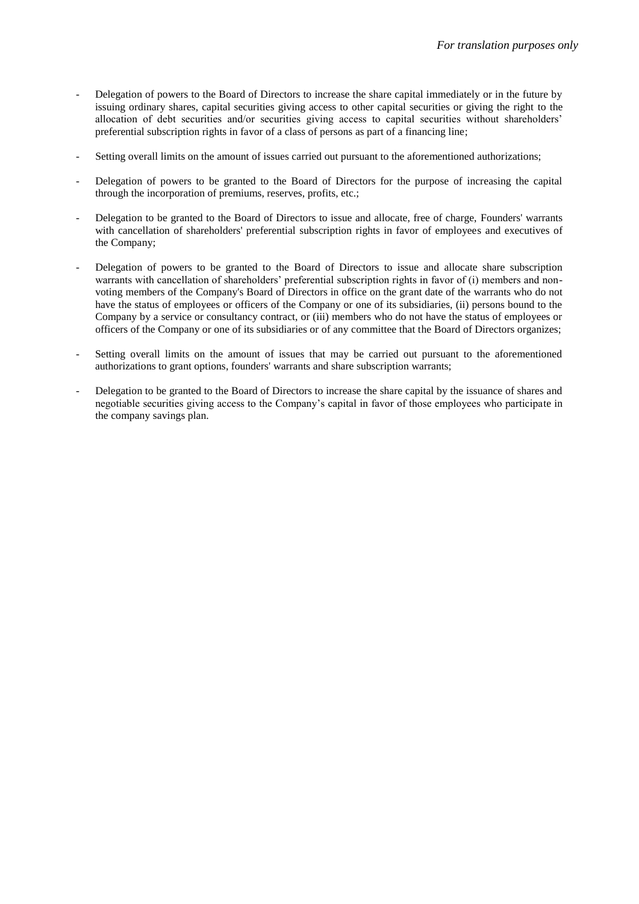- Delegation of powers to the Board of Directors to increase the share capital immediately or in the future by issuing ordinary shares, capital securities giving access to other capital securities or giving the right to the allocation of debt securities and/or securities giving access to capital securities without shareholders' preferential subscription rights in favor of a class of persons as part of a financing line;

- Setting overall limits on the amount of issues carried out pursuant to the aforementioned authorizations;

- Delegation of powers to be granted to the Board of Directors for the purpose of increasing the capital through the incorporation of premiums, reserves, profits, etc.;

- Delegation to be granted to the Board of Directors to issue and allocate, free of charge, Founders' warrants with cancellation of shareholders' preferential subscription rights in favor of employees and executives of the Company;

- Delegation of powers to be granted to the Board of Directors to issue and allocate share subscription warrants with cancellation of shareholders' preferential subscription rights in favor of (i) members and non-voting members of the Company's Board of Directors in office on the grant date of the warrants who do not have the status of employees or officers of the Company or one of its subsidiaries, (ii) persons bound to the Company by a service or consultancy contract, or (iii) members who do not have the status of employees or officers of the Company or one of its subsidiaries or of any committee that the Board of Directors organizes;

- Setting overall limits on the amount of issues that may be carried out pursuant to the aforementioned authorizations to grant options, founders' warrants and share subscription warrants;

- Delegation to be granted to the Board of Directors to increase the share capital by the issuance of shares and negotiable securities giving access to the Company's capital in favor of those employees who participate in the company savings plan.